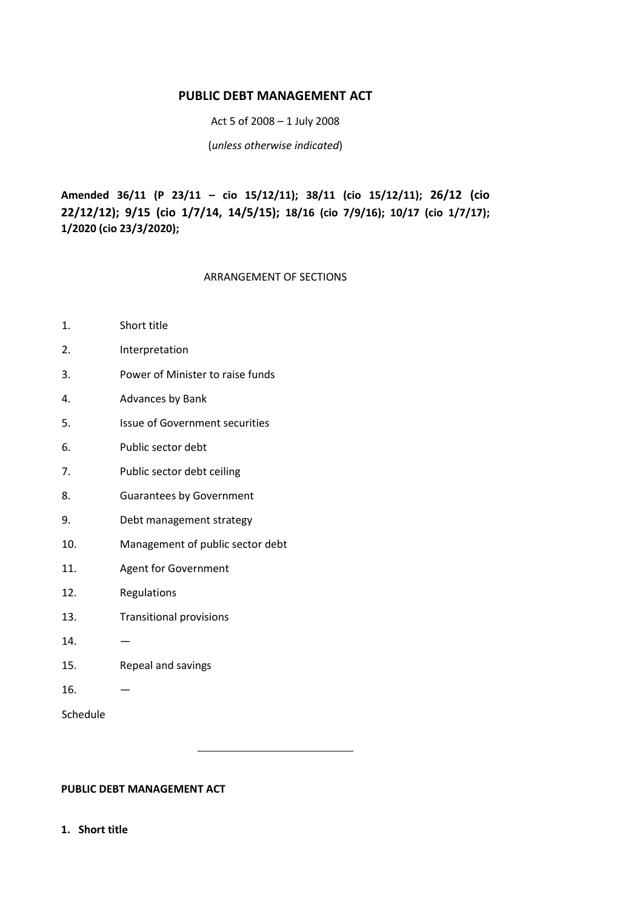# PUBLIC DEBT MANAGEMENT ACT

Act 5 of 2008 – 1 July 2008

(*unless otherwise indicated*)

**Amended 36/11 (P 23/11 – cio 15/12/11); 38/11 (cio 15/12/11); 26/12 (cio 22/12/12); 9/15 (cio 1/7/14, 14/5/15); 18/16 (cio 7/9/16); 10/17 (cio 1/7/17); 1/2020 (cio 23/3/2020);**

ARRANGEMENT OF SECTIONS

1. Short title
2. Interpretation
3. Power of Minister to raise funds
4. Advances by Bank
5. Issue of Government securities
6. Public sector debt
7. Public sector debt ceiling
8. Guarantees by Government
9. Debt management strategy
10. Management of public sector debt
11. Agent for Government
12. Regulations
13. Transitional provisions
14. —
15. Repeal and savings
16. —

Schedule

---

**PUBLIC DEBT MANAGEMENT ACT**

**1. Short title**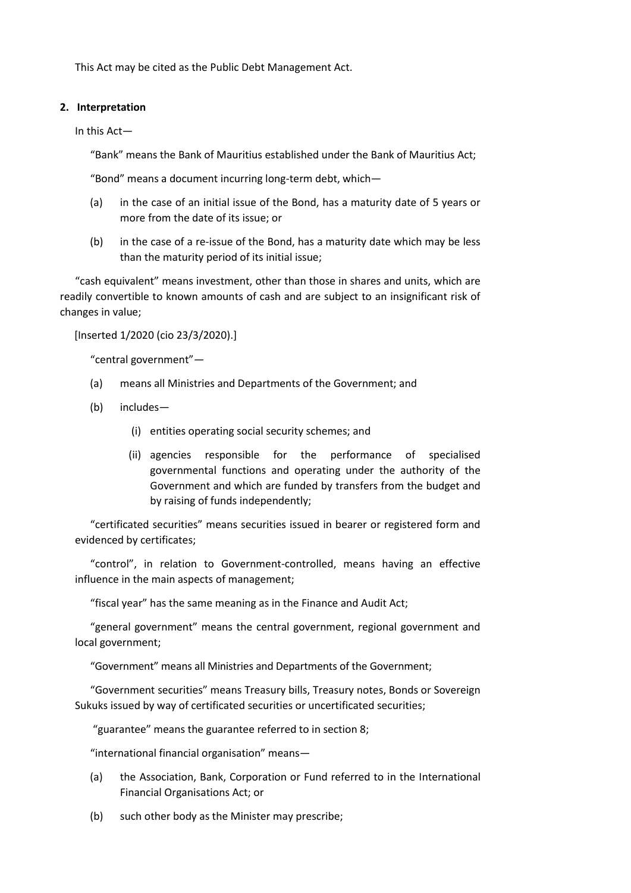This Act may be cited as the Public Debt Management Act.

## 2. Interpretation

In this Act—

"Bank" means the Bank of Mauritius established under the Bank of Mauritius Act;

"Bond" means a document incurring long-term debt, which—

(a) in the case of an initial issue of the Bond, has a maturity date of 5 years or more from the date of its issue; or

(b) in the case of a re-issue of the Bond, has a maturity date which may be less than the maturity period of its initial issue;

"cash equivalent" means investment, other than those in shares and units, which are readily convertible to known amounts of cash and are subject to an insignificant risk of changes in value;

[Inserted 1/2020 (cio 23/3/2020).]

"central government"—

(a) means all Ministries and Departments of the Government; and

(b) includes—

(i) entities operating social security schemes; and

(ii) agencies responsible for the performance of specialised governmental functions and operating under the authority of the Government and which are funded by transfers from the budget and by raising of funds independently;

"certificated securities" means securities issued in bearer or registered form and evidenced by certificates;

"control", in relation to Government-controlled, means having an effective influence in the main aspects of management;

"fiscal year" has the same meaning as in the Finance and Audit Act;

"general government" means the central government, regional government and local government;

"Government" means all Ministries and Departments of the Government;

"Government securities" means Treasury bills, Treasury notes, Bonds or Sovereign Sukuks issued by way of certificated securities or uncertificated securities;

"guarantee" means the guarantee referred to in section 8;

"international financial organisation" means—

(a) the Association, Bank, Corporation or Fund referred to in the International Financial Organisations Act; or

(b) such other body as the Minister may prescribe;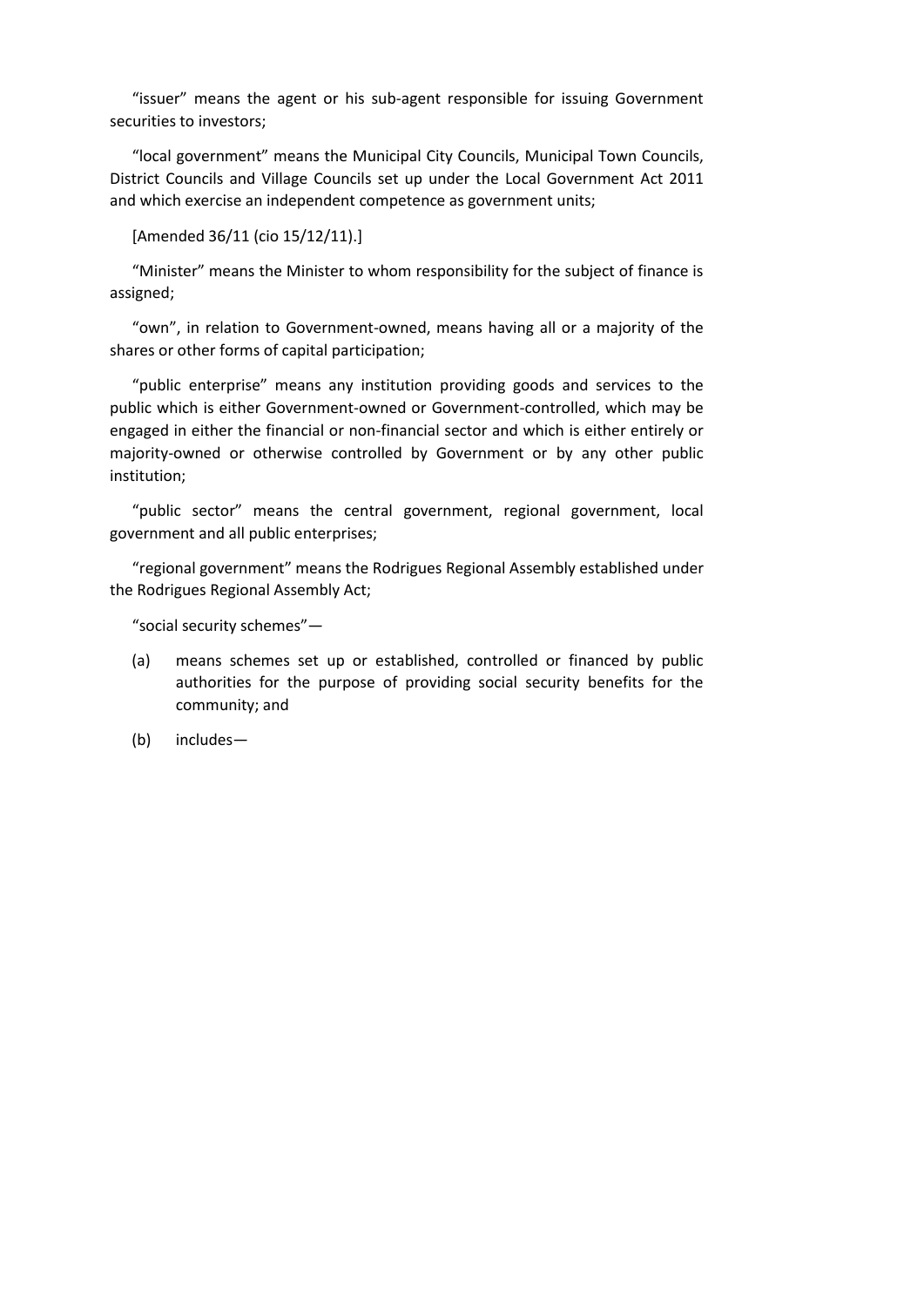"issuer" means the agent or his sub-agent responsible for issuing Government securities to investors;

"local government" means the Municipal City Councils, Municipal Town Councils, District Councils and Village Councils set up under the Local Government Act 2011 and which exercise an independent competence as government units;

[Amended 36/11 (cio 15/12/11).]

"Minister" means the Minister to whom responsibility for the subject of finance is assigned;

"own", in relation to Government-owned, means having all or a majority of the shares or other forms of capital participation;

"public enterprise" means any institution providing goods and services to the public which is either Government-owned or Government-controlled, which may be engaged in either the financial or non-financial sector and which is either entirely or majority-owned or otherwise controlled by Government or by any other public institution;

"public sector" means the central government, regional government, local government and all public enterprises;

"regional government" means the Rodrigues Regional Assembly established under the Rodrigues Regional Assembly Act;

"social security schemes"—

(a) means schemes set up or established, controlled or financed by public authorities for the purpose of providing social security benefits for the community; and

(b) includes—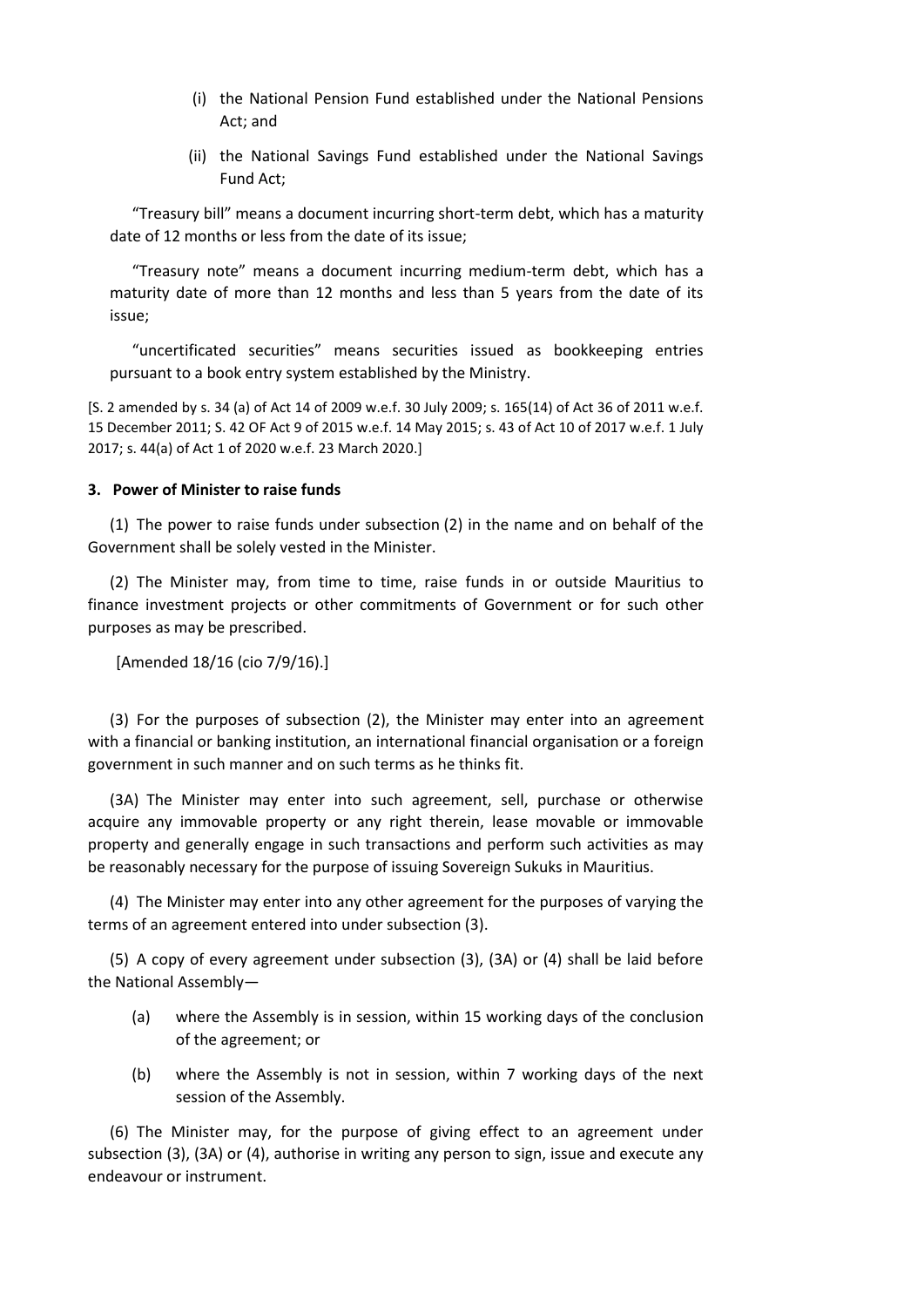(i) the National Pension Fund established under the National Pensions Act; and

(ii) the National Savings Fund established under the National Savings Fund Act;

"Treasury bill" means a document incurring short-term debt, which has a maturity date of 12 months or less from the date of its issue;

"Treasury note" means a document incurring medium-term debt, which has a maturity date of more than 12 months and less than 5 years from the date of its issue;

"uncertificated securities" means securities issued as bookkeeping entries pursuant to a book entry system established by the Ministry.

[S. 2 amended by s. 34 (a) of Act 14 of 2009 w.e.f. 30 July 2009; s. 165(14) of Act 36 of 2011 w.e.f. 15 December 2011; S. 42 OF Act 9 of 2015 w.e.f. 14 May 2015; s. 43 of Act 10 of 2017 w.e.f. 1 July 2017; s. 44(a) of Act 1 of 2020 w.e.f. 23 March 2020.]

### 3. Power of Minister to raise funds

(1) The power to raise funds under subsection (2) in the name and on behalf of the Government shall be solely vested in the Minister.

(2) The Minister may, from time to time, raise funds in or outside Mauritius to finance investment projects or other commitments of Government or for such other purposes as may be prescribed.

[Amended 18/16 (cio 7/9/16).]

(3) For the purposes of subsection (2), the Minister may enter into an agreement with a financial or banking institution, an international financial organisation or a foreign government in such manner and on such terms as he thinks fit.

(3A) The Minister may enter into such agreement, sell, purchase or otherwise acquire any immovable property or any right therein, lease movable or immovable property and generally engage in such transactions and perform such activities as may be reasonably necessary for the purpose of issuing Sovereign Sukuks in Mauritius.

(4) The Minister may enter into any other agreement for the purposes of varying the terms of an agreement entered into under subsection (3).

(5) A copy of every agreement under subsection (3), (3A) or (4) shall be laid before the National Assembly—

(a) where the Assembly is in session, within 15 working days of the conclusion of the agreement; or

(b) where the Assembly is not in session, within 7 working days of the next session of the Assembly.

(6) The Minister may, for the purpose of giving effect to an agreement under subsection (3), (3A) or (4), authorise in writing any person to sign, issue and execute any endeavour or instrument.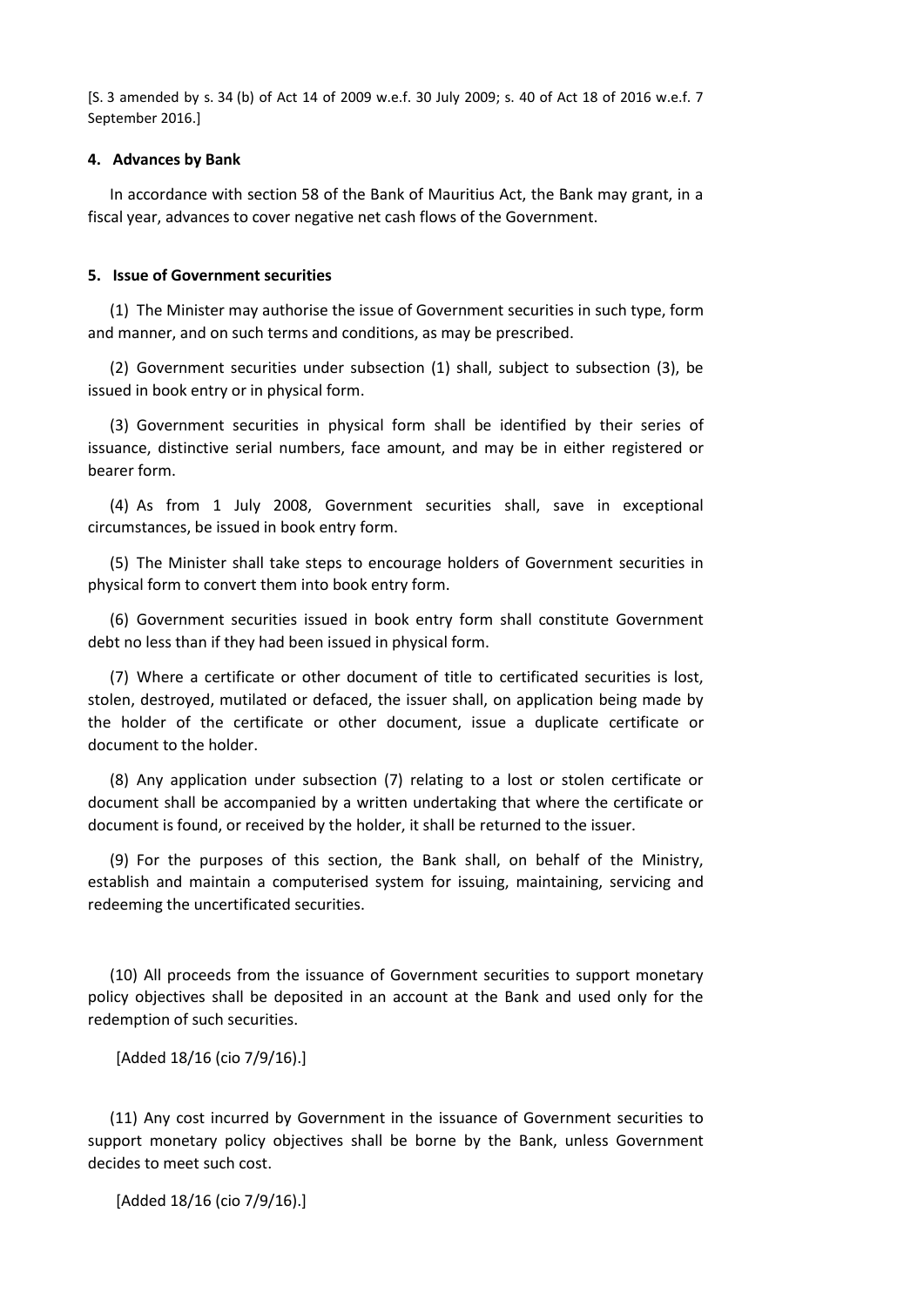[S. 3 amended by s. 34 (b) of Act 14 of 2009 w.e.f. 30 July 2009; s. 40 of Act 18 of 2016 w.e.f. 7 September 2016.]

**4. Advances by Bank**

In accordance with section 58 of the Bank of Mauritius Act, the Bank may grant, in a fiscal year, advances to cover negative net cash flows of the Government.

**5. Issue of Government securities**

(1) The Minister may authorise the issue of Government securities in such type, form and manner, and on such terms and conditions, as may be prescribed.

(2) Government securities under subsection (1) shall, subject to subsection (3), be issued in book entry or in physical form.

(3) Government securities in physical form shall be identified by their series of issuance, distinctive serial numbers, face amount, and may be in either registered or bearer form.

(4) As from 1 July 2008, Government securities shall, save in exceptional circumstances, be issued in book entry form.

(5) The Minister shall take steps to encourage holders of Government securities in physical form to convert them into book entry form.

(6) Government securities issued in book entry form shall constitute Government debt no less than if they had been issued in physical form.

(7) Where a certificate or other document of title to certificated securities is lost, stolen, destroyed, mutilated or defaced, the issuer shall, on application being made by the holder of the certificate or other document, issue a duplicate certificate or document to the holder.

(8) Any application under subsection (7) relating to a lost or stolen certificate or document shall be accompanied by a written undertaking that where the certificate or document is found, or received by the holder, it shall be returned to the issuer.

(9) For the purposes of this section, the Bank shall, on behalf of the Ministry, establish and maintain a computerised system for issuing, maintaining, servicing and redeeming the uncertificated securities.

(10) All proceeds from the issuance of Government securities to support monetary policy objectives shall be deposited in an account at the Bank and used only for the redemption of such securities.

[Added 18/16 (cio 7/9/16).]

(11) Any cost incurred by Government in the issuance of Government securities to support monetary policy objectives shall be borne by the Bank, unless Government decides to meet such cost.

[Added 18/16 (cio 7/9/16).]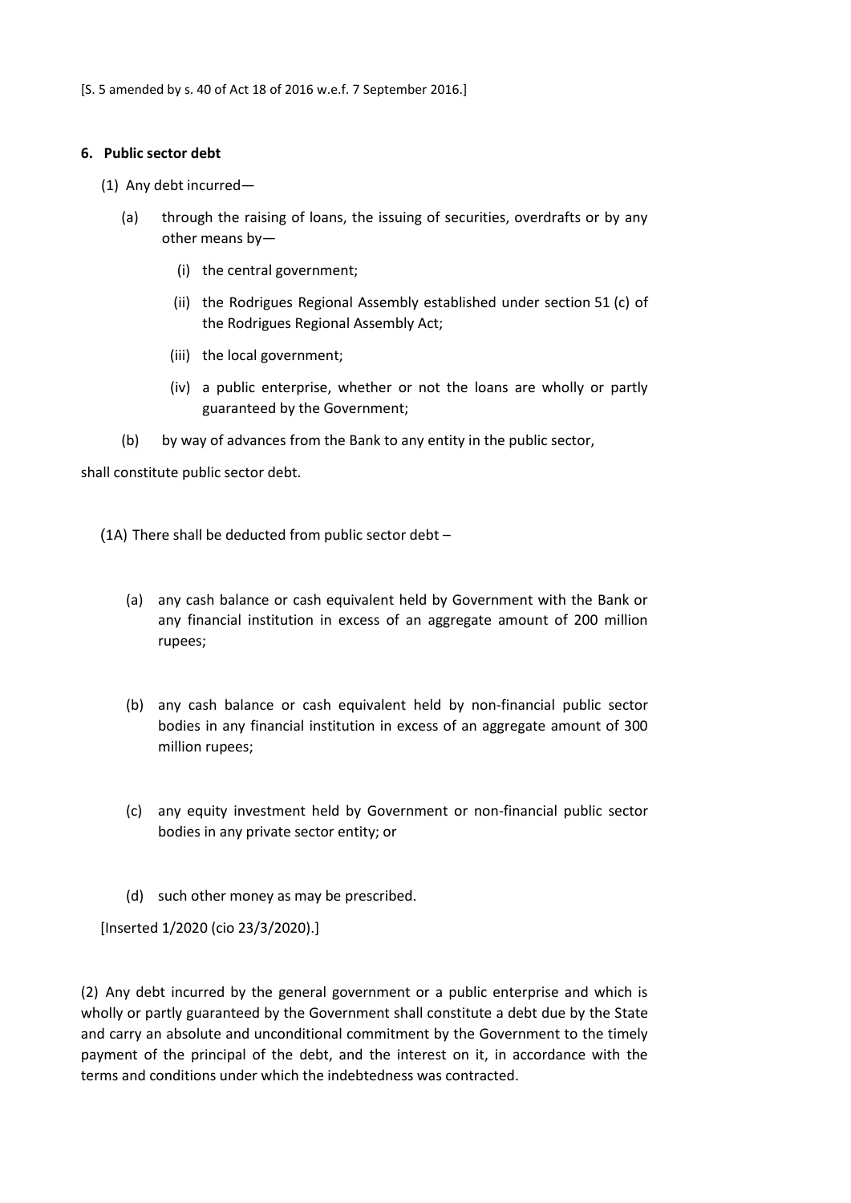[S. 5 amended by s. 40 of Act 18 of 2016 w.e.f. 7 September 2016.]

**6. Public sector debt**

(1) Any debt incurred—

(a) through the raising of loans, the issuing of securities, overdrafts or by any other means by—

(i) the central government;

(ii) the Rodrigues Regional Assembly established under section 51 (c) of the Rodrigues Regional Assembly Act;

(iii) the local government;

(iv) a public enterprise, whether or not the loans are wholly or partly guaranteed by the Government;

(b) by way of advances from the Bank to any entity in the public sector,

shall constitute public sector debt.

(1A) There shall be deducted from public sector debt –

(a) any cash balance or cash equivalent held by Government with the Bank or any financial institution in excess of an aggregate amount of 200 million rupees;

(b) any cash balance or cash equivalent held by non-financial public sector bodies in any financial institution in excess of an aggregate amount of 300 million rupees;

(c) any equity investment held by Government or non-financial public sector bodies in any private sector entity; or

(d) such other money as may be prescribed.

[Inserted 1/2020 (cio 23/3/2020).]

(2) Any debt incurred by the general government or a public enterprise and which is wholly or partly guaranteed by the Government shall constitute a debt due by the State and carry an absolute and unconditional commitment by the Government to the timely payment of the principal of the debt, and the interest on it, in accordance with the terms and conditions under which the indebtedness was contracted.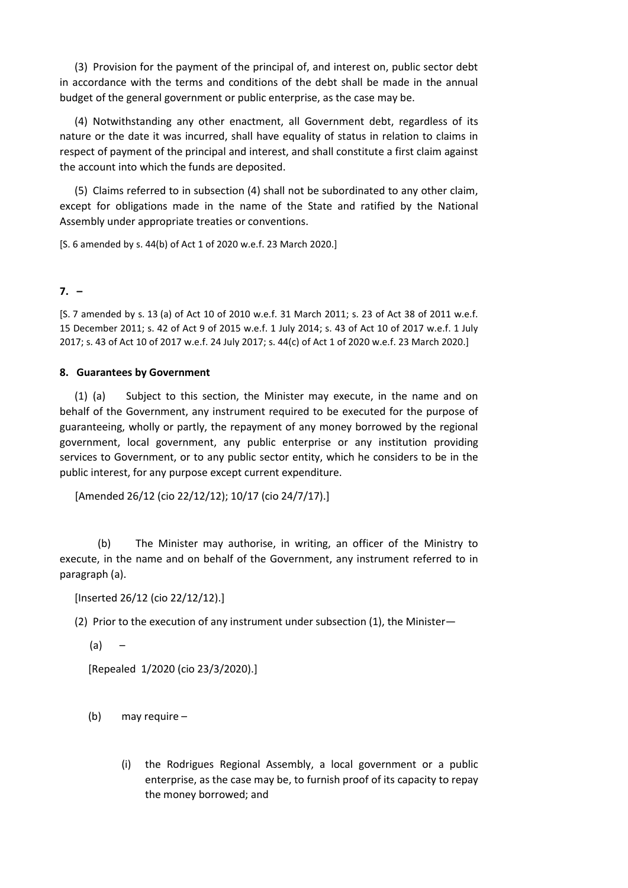(3) Provision for the payment of the principal of, and interest on, public sector debt in accordance with the terms and conditions of the debt shall be made in the annual budget of the general government or public enterprise, as the case may be.

(4) Notwithstanding any other enactment, all Government debt, regardless of its nature or the date it was incurred, shall have equality of status in relation to claims in respect of payment of the principal and interest, and shall constitute a first claim against the account into which the funds are deposited.

(5) Claims referred to in subsection (4) shall not be subordinated to any other claim, except for obligations made in the name of the State and ratified by the National Assembly under appropriate treaties or conventions.

[S. 6 amended by s. 44(b) of Act 1 of 2020 w.e.f. 23 March 2020.]

**7. –**

[S. 7 amended by s. 13 (a) of Act 10 of 2010 w.e.f. 31 March 2011; s. 23 of Act 38 of 2011 w.e.f. 15 December 2011; s. 42 of Act 9 of 2015 w.e.f. 1 July 2014; s. 43 of Act 10 of 2017 w.e.f. 1 July 2017; s. 43 of Act 10 of 2017 w.e.f. 24 July 2017; s. 44(c) of Act 1 of 2020 w.e.f. 23 March 2020.]

**8. Guarantees by Government**

(1) (a) Subject to this section, the Minister may execute, in the name and on behalf of the Government, any instrument required to be executed for the purpose of guaranteeing, wholly or partly, the repayment of any money borrowed by the regional government, local government, any public enterprise or any institution providing services to Government, or to any public sector entity, which he considers to be in the public interest, for any purpose except current expenditure.

[Amended 26/12 (cio 22/12/12); 10/17 (cio 24/7/17).]

(b) The Minister may authorise, in writing, an officer of the Ministry to execute, in the name and on behalf of the Government, any instrument referred to in paragraph (a).

[Inserted 26/12 (cio 22/12/12).]

(2) Prior to the execution of any instrument under subsection (1), the Minister—

(a) –

[Repealed 1/2020 (cio 23/3/2020).]

(b) may require –

(i) the Rodrigues Regional Assembly, a local government or a public enterprise, as the case may be, to furnish proof of its capacity to repay the money borrowed; and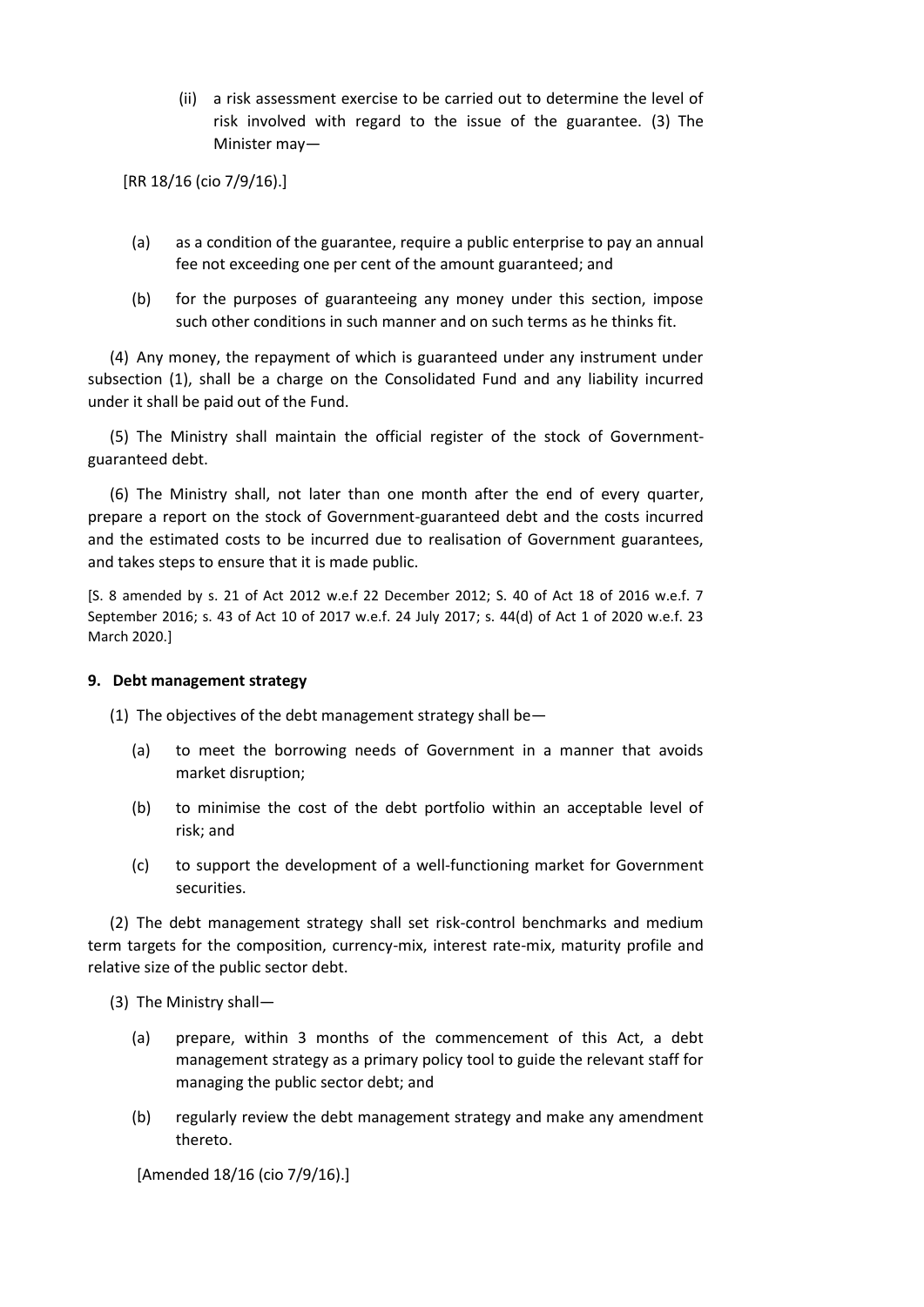(ii) a risk assessment exercise to be carried out to determine the level of risk involved with regard to the issue of the guarantee. (3) The Minister may—

[RR 18/16 (cio 7/9/16).]

(a) as a condition of the guarantee, require a public enterprise to pay an annual fee not exceeding one per cent of the amount guaranteed; and

(b) for the purposes of guaranteeing any money under this section, impose such other conditions in such manner and on such terms as he thinks fit.

(4) Any money, the repayment of which is guaranteed under any instrument under subsection (1), shall be a charge on the Consolidated Fund and any liability incurred under it shall be paid out of the Fund.

(5) The Ministry shall maintain the official register of the stock of Government-guaranteed debt.

(6) The Ministry shall, not later than one month after the end of every quarter, prepare a report on the stock of Government-guaranteed debt and the costs incurred and the estimated costs to be incurred due to realisation of Government guarantees, and takes steps to ensure that it is made public.

[S. 8 amended by s. 21 of Act 2012 w.e.f 22 December 2012; S. 40 of Act 18 of 2016 w.e.f. 7 September 2016; s. 43 of Act 10 of 2017 w.e.f. 24 July 2017; s. 44(d) of Act 1 of 2020 w.e.f. 23 March 2020.]

### 9. Debt management strategy

(1) The objectives of the debt management strategy shall be—

(a) to meet the borrowing needs of Government in a manner that avoids market disruption;

(b) to minimise the cost of the debt portfolio within an acceptable level of risk; and

(c) to support the development of a well-functioning market for Government securities.

(2) The debt management strategy shall set risk-control benchmarks and medium term targets for the composition, currency-mix, interest rate-mix, maturity profile and relative size of the public sector debt.

(3) The Ministry shall—

(a) prepare, within 3 months of the commencement of this Act, a debt management strategy as a primary policy tool to guide the relevant staff for managing the public sector debt; and

(b) regularly review the debt management strategy and make any amendment thereto.

[Amended 18/16 (cio 7/9/16).]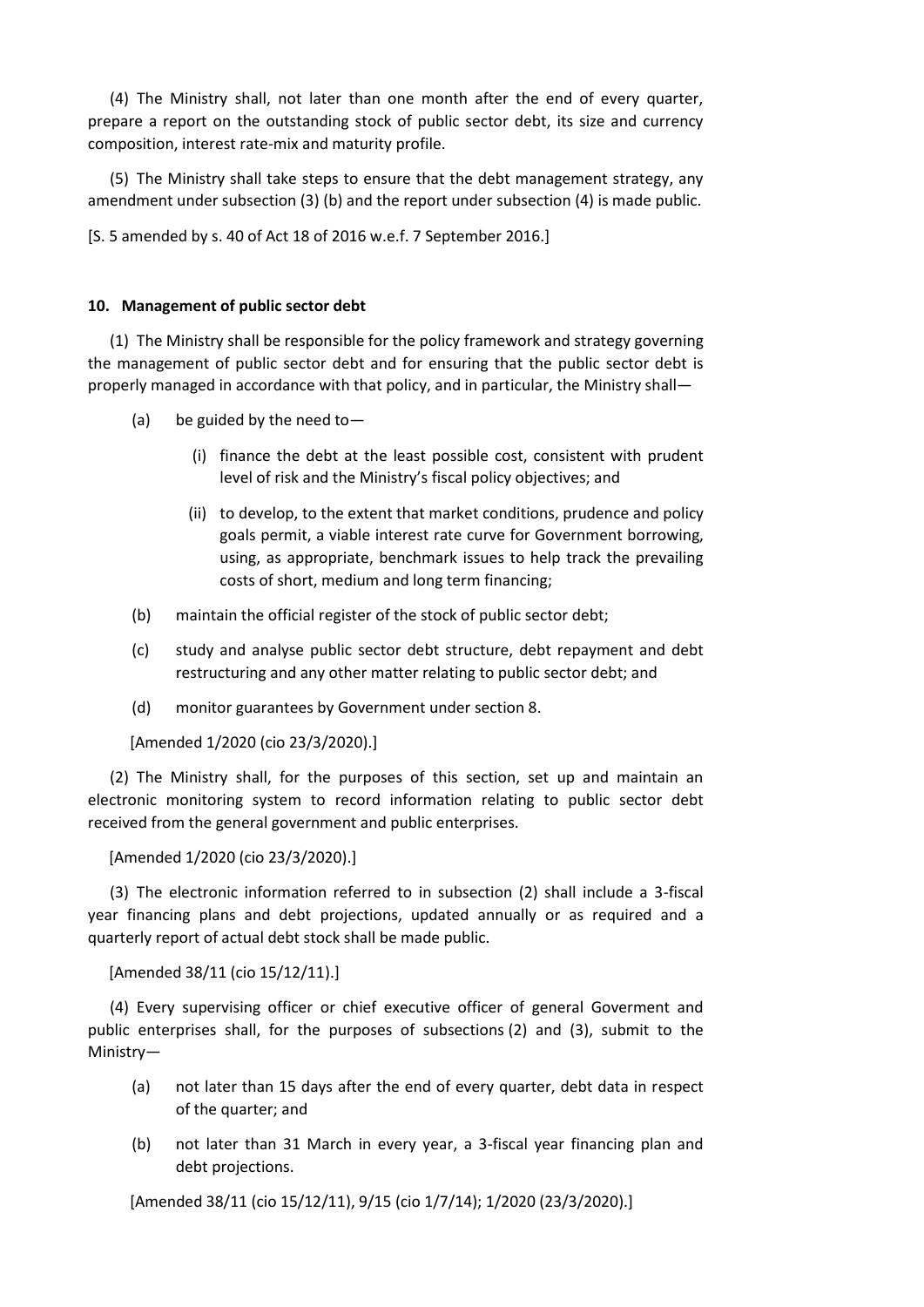(4) The Ministry shall, not later than one month after the end of every quarter, prepare a report on the outstanding stock of public sector debt, its size and currency composition, interest rate-mix and maturity profile.

(5) The Ministry shall take steps to ensure that the debt management strategy, any amendment under subsection (3) (b) and the report under subsection (4) is made public.

[S. 5 amended by s. 40 of Act 18 of 2016 w.e.f. 7 September 2016.]

**10. Management of public sector debt**

(1) The Ministry shall be responsible for the policy framework and strategy governing the management of public sector debt and for ensuring that the public sector debt is properly managed in accordance with that policy, and in particular, the Ministry shall—

(a) be guided by the need to—

(i) finance the debt at the least possible cost, consistent with prudent level of risk and the Ministry's fiscal policy objectives; and

(ii) to develop, to the extent that market conditions, prudence and policy goals permit, a viable interest rate curve for Government borrowing, using, as appropriate, benchmark issues to help track the prevailing costs of short, medium and long term financing;

(b) maintain the official register of the stock of public sector debt;

(c) study and analyse public sector debt structure, debt repayment and debt restructuring and any other matter relating to public sector debt; and

(d) monitor guarantees by Government under section 8.

[Amended 1/2020 (cio 23/3/2020).]

(2) The Ministry shall, for the purposes of this section, set up and maintain an electronic monitoring system to record information relating to public sector debt received from the general government and public enterprises.

[Amended 1/2020 (cio 23/3/2020).]

(3) The electronic information referred to in subsection (2) shall include a 3-fiscal year financing plans and debt projections, updated annually or as required and a quarterly report of actual debt stock shall be made public.

[Amended 38/11 (cio 15/12/11).]

(4) Every supervising officer or chief executive officer of general Goverment and public enterprises shall, for the purposes of subsections (2) and (3), submit to the Ministry—

(a) not later than 15 days after the end of every quarter, debt data in respect of the quarter; and

(b) not later than 31 March in every year, a 3-fiscal year financing plan and debt projections.

[Amended 38/11 (cio 15/12/11), 9/15 (cio 1/7/14); 1/2020 (23/3/2020).]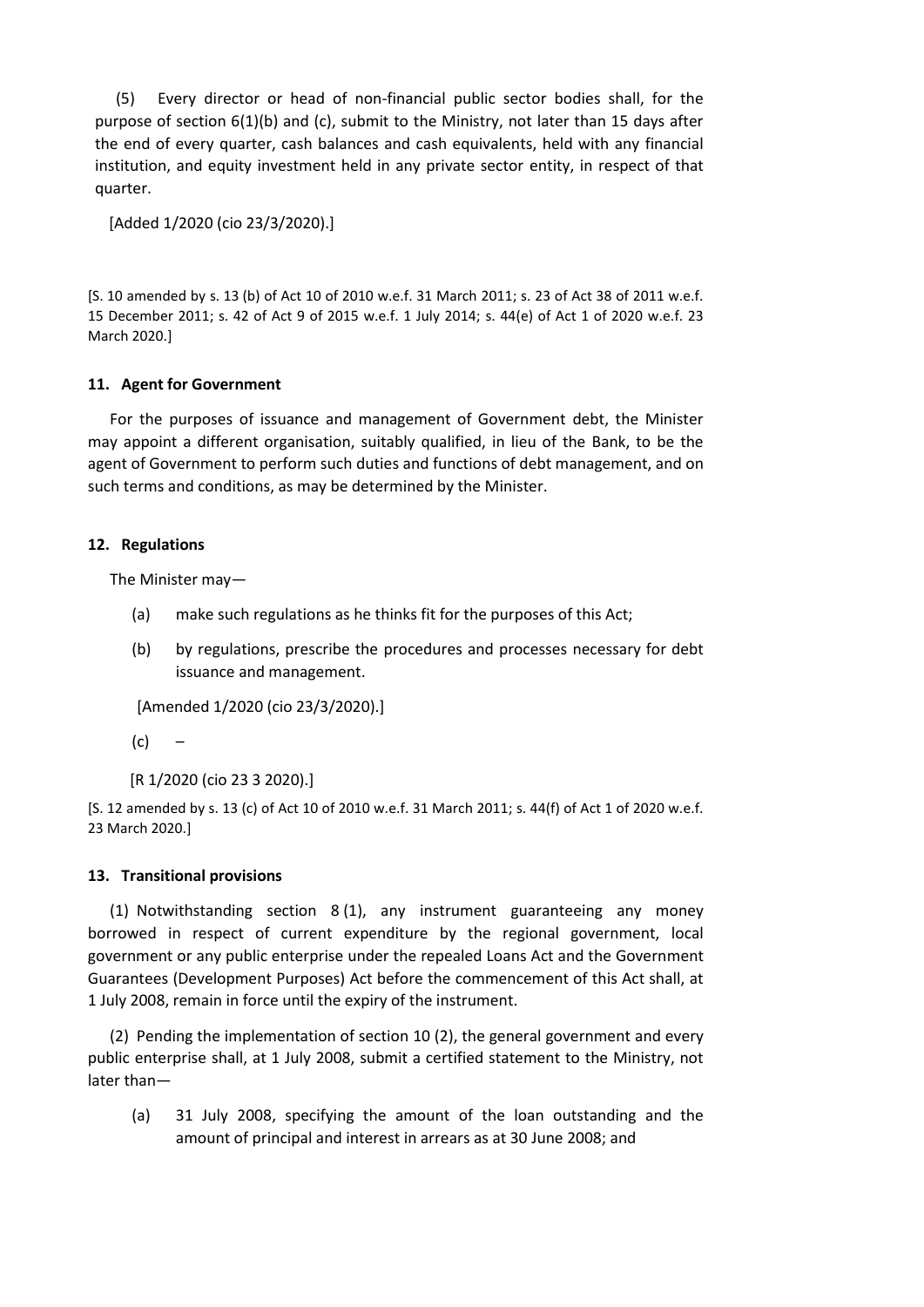(5) Every director or head of non-financial public sector bodies shall, for the purpose of section 6(1)(b) and (c), submit to the Ministry, not later than 15 days after the end of every quarter, cash balances and cash equivalents, held with any financial institution, and equity investment held in any private sector entity, in respect of that quarter.

[Added 1/2020 (cio 23/3/2020).]

[S. 10 amended by s. 13 (b) of Act 10 of 2010 w.e.f. 31 March 2011; s. 23 of Act 38 of 2011 w.e.f. 15 December 2011; s. 42 of Act 9 of 2015 w.e.f. 1 July 2014; s. 44(e) of Act 1 of 2020 w.e.f. 23 March 2020.]

**11. Agent for Government**

For the purposes of issuance and management of Government debt, the Minister may appoint a different organisation, suitably qualified, in lieu of the Bank, to be the agent of Government to perform such duties and functions of debt management, and on such terms and conditions, as may be determined by the Minister.

**12. Regulations**

The Minister may—

(a) make such regulations as he thinks fit for the purposes of this Act;

(b) by regulations, prescribe the procedures and processes necessary for debt issuance and management.

[Amended 1/2020 (cio 23/3/2020).]

(c) –

[R 1/2020 (cio 23 3 2020).]

[S. 12 amended by s. 13 (c) of Act 10 of 2010 w.e.f. 31 March 2011; s. 44(f) of Act 1 of 2020 w.e.f. 23 March 2020.]

**13. Transitional provisions**

(1) Notwithstanding section 8 (1), any instrument guaranteeing any money borrowed in respect of current expenditure by the regional government, local government or any public enterprise under the repealed Loans Act and the Government Guarantees (Development Purposes) Act before the commencement of this Act shall, at 1 July 2008, remain in force until the expiry of the instrument.

(2) Pending the implementation of section 10 (2), the general government and every public enterprise shall, at 1 July 2008, submit a certified statement to the Ministry, not later than—

(a) 31 July 2008, specifying the amount of the loan outstanding and the amount of principal and interest in arrears as at 30 June 2008; and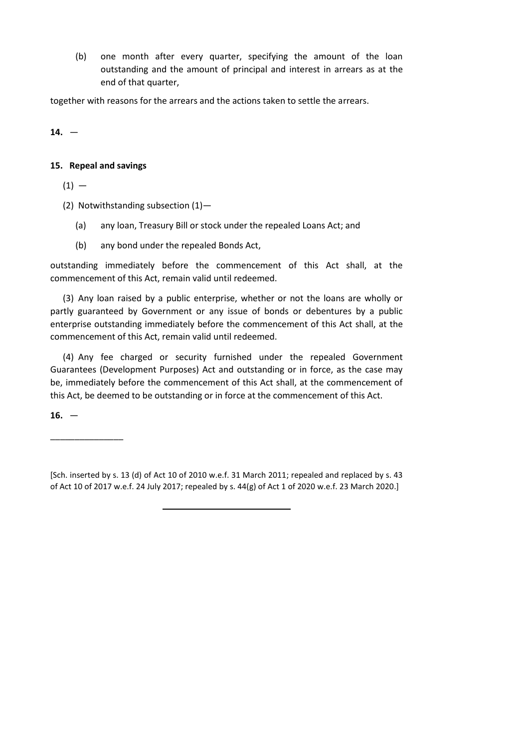(b) one month after every quarter, specifying the amount of the loan outstanding and the amount of principal and interest in arrears as at the end of that quarter,

together with reasons for the arrears and the actions taken to settle the arrears.

**14.** —

**15. Repeal and savings**

(1) —

(2) Notwithstanding subsection (1)—

(a) any loan, Treasury Bill or stock under the repealed Loans Act; and

(b) any bond under the repealed Bonds Act,

outstanding immediately before the commencement of this Act shall, at the commencement of this Act, remain valid until redeemed.

(3) Any loan raised by a public enterprise, whether or not the loans are wholly or partly guaranteed by Government or any issue of bonds or debentures by a public enterprise outstanding immediately before the commencement of this Act shall, at the commencement of this Act, remain valid until redeemed.

(4) Any fee charged or security furnished under the repealed Government Guarantees (Development Purposes) Act and outstanding or in force, as the case may be, immediately before the commencement of this Act shall, at the commencement of this Act, be deemed to be outstanding or in force at the commencement of this Act.

**16.** —

---

[Sch. inserted by s. 13 (d) of Act 10 of 2010 w.e.f. 31 March 2011; repealed and replaced by s. 43 of Act 10 of 2017 w.e.f. 24 July 2017; repealed by s. 44(g) of Act 1 of 2020 w.e.f. 23 March 2020.]

---